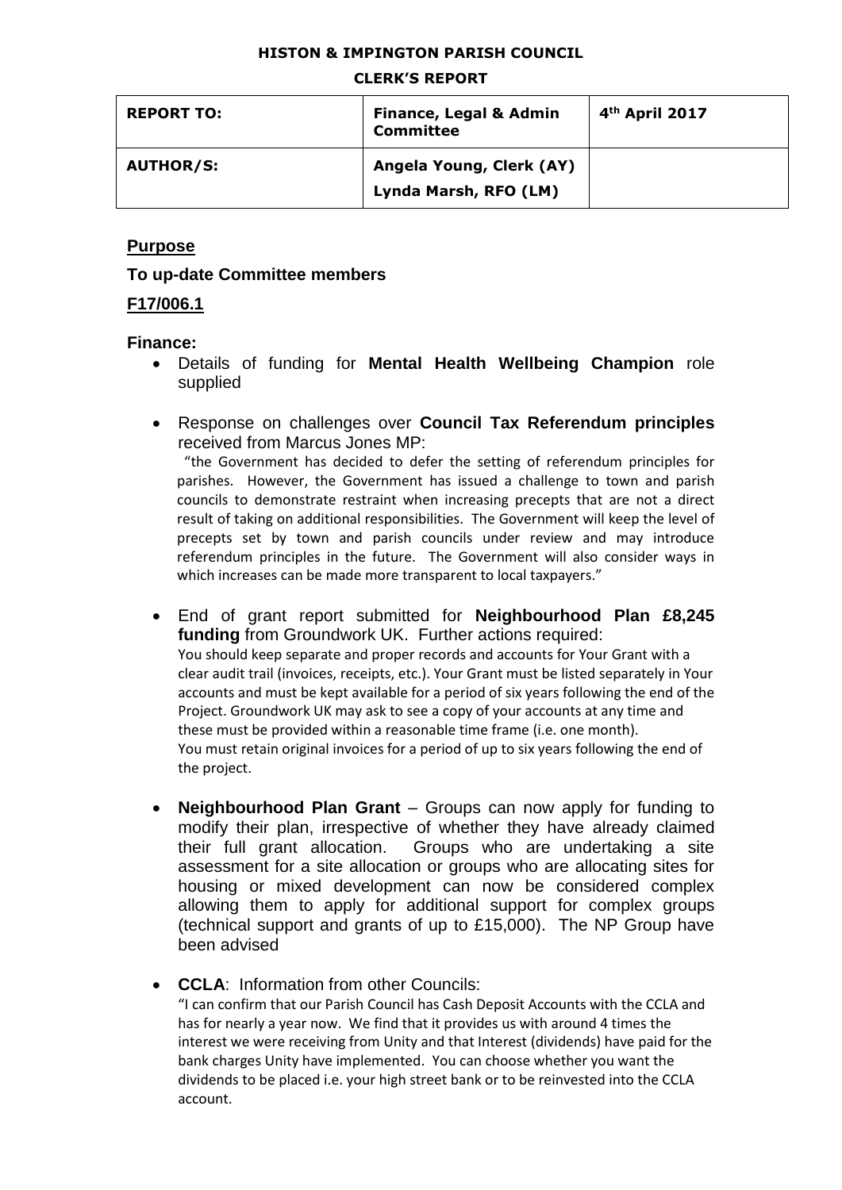**HISTON & IMPINGTON PARISH COUNCIL**

**CLERK'S REPORT**

| REPORT TO: | Finance, Legal & Admin Committee | 4th April 2017 |
|---|---|---|
| AUTHOR/S: | Angela Young, Clerk (AY)<br>Lynda Marsh, RFO (LM) | |

## Purpose

### To up-date Committee members

### F17/006.1

**Finance:**

- Details of funding for **Mental Health Wellbeing Champion** role supplied

- Response on challenges over **Council Tax Referendum principles** received from Marcus Jones MP:
  "the Government has decided to defer the setting of referendum principles for parishes. However, the Government has issued a challenge to town and parish councils to demonstrate restraint when increasing precepts that are not a direct result of taking on additional responsibilities. The Government will keep the level of precepts set by town and parish councils under review and may introduce referendum principles in the future. The Government will also consider ways in which increases can be made more transparent to local taxpayers."

- End of grant report submitted for **Neighbourhood Plan £8,245 funding** from Groundwork UK. Further actions required:
  You should keep separate and proper records and accounts for Your Grant with a clear audit trail (invoices, receipts, etc.). Your Grant must be listed separately in Your accounts and must be kept available for a period of six years following the end of the Project. Groundwork UK may ask to see a copy of your accounts at any time and these must be provided within a reasonable time frame (i.e. one month).
  You must retain original invoices for a period of up to six years following the end of the project.

- **Neighbourhood Plan Grant** – Groups can now apply for funding to modify their plan, irrespective of whether they have already claimed their full grant allocation. Groups who are undertaking a site assessment for a site allocation or groups who are allocating sites for housing or mixed development can now be considered complex allowing them to apply for additional support for complex groups (technical support and grants of up to £15,000). The NP Group have been advised

- **CCLA**: Information from other Councils:
  "I can confirm that our Parish Council has Cash Deposit Accounts with the CCLA and has for nearly a year now. We find that it provides us with around 4 times the interest we were receiving from Unity and that Interest (dividends) have paid for the bank charges Unity have implemented. You can choose whether you want the dividends to be placed i.e. your high street bank or to be reinvested into the CCLA account.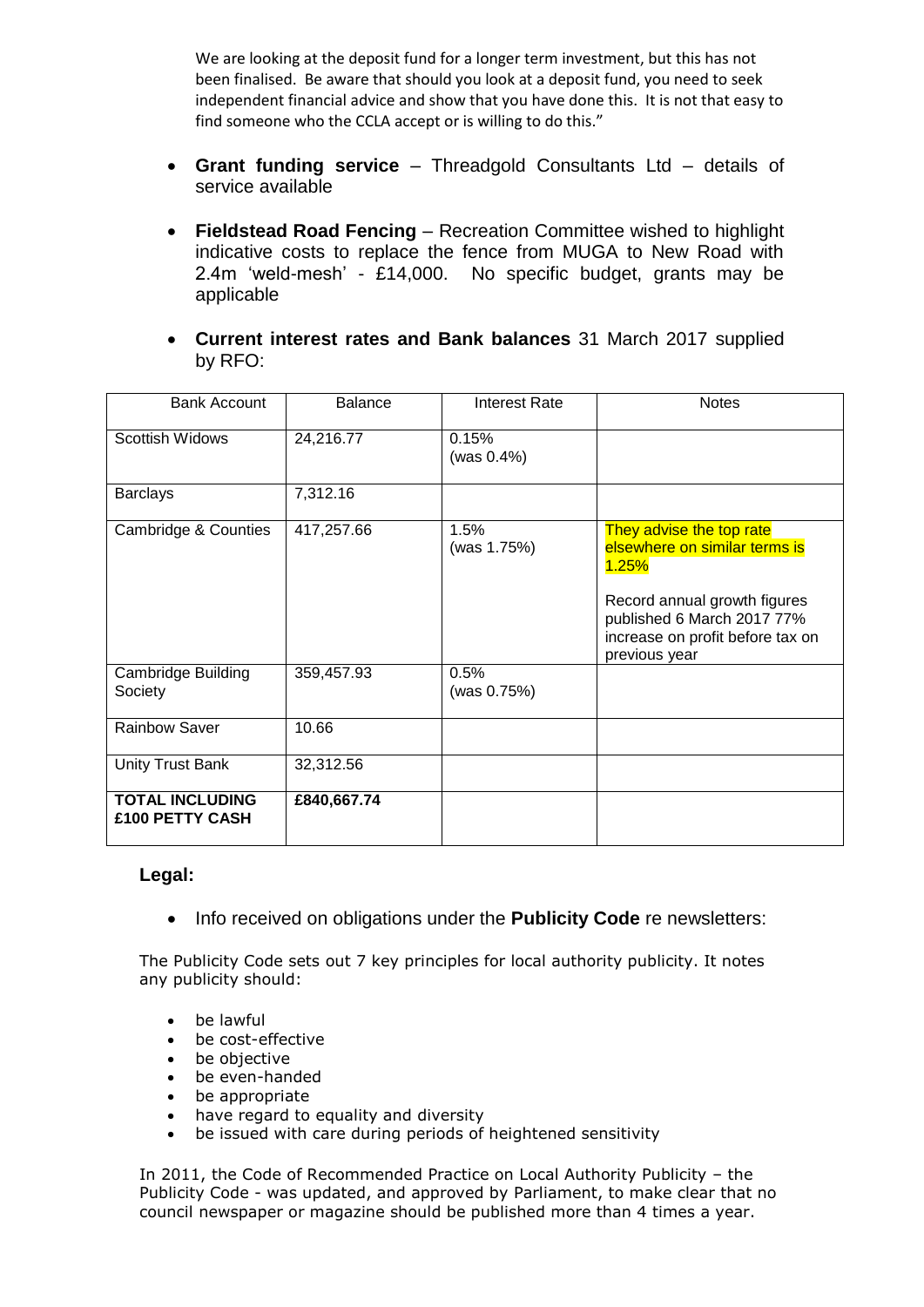We are looking at the deposit fund for a longer term investment, but this has not been finalised. Be aware that should you look at a deposit fund, you need to seek independent financial advice and show that you have done this. It is not that easy to find someone who the CCLA accept or is willing to do this."

- **Grant funding service** – Threadgold Consultants Ltd – details of service available
- **Fieldstead Road Fencing** – Recreation Committee wished to highlight indicative costs to replace the fence from MUGA to New Road with 2.4m 'weld-mesh' - £14,000. No specific budget, grants may be applicable
- **Current interest rates and Bank balances** 31 March 2017 supplied by RFO:

| Bank Account | Balance | Interest Rate | Notes |
|---|---|---|---|
| Scottish Widows | 24,216.77 | 0.15% (was 0.4%) | |
| Barclays | 7,312.16 | | |
| Cambridge & Counties | 417,257.66 | 1.5% (was 1.75%) | They advise the top rate elsewhere on similar terms is 1.25%<br><br>Record annual growth figures published 6 March 2017 77% increase on profit before tax on previous year |
| Cambridge Building Society | 359,457.93 | 0.5% (was 0.75%) | |
| Rainbow Saver | 10.66 | | |
| Unity Trust Bank | 32,312.56 | | |
| **TOTAL INCLUDING £100 PETTY CASH** | **£840,667.74** | | |

### Legal:

- Info received on obligations under the **Publicity Code** re newsletters:

The Publicity Code sets out 7 key principles for local authority publicity. It notes any publicity should:

- be lawful
- be cost-effective
- be objective
- be even-handed
- be appropriate
- have regard to equality and diversity
- be issued with care during periods of heightened sensitivity

In 2011, the Code of Recommended Practice on Local Authority Publicity – the Publicity Code - was updated, and approved by Parliament, to make clear that no council newspaper or magazine should be published more than 4 times a year.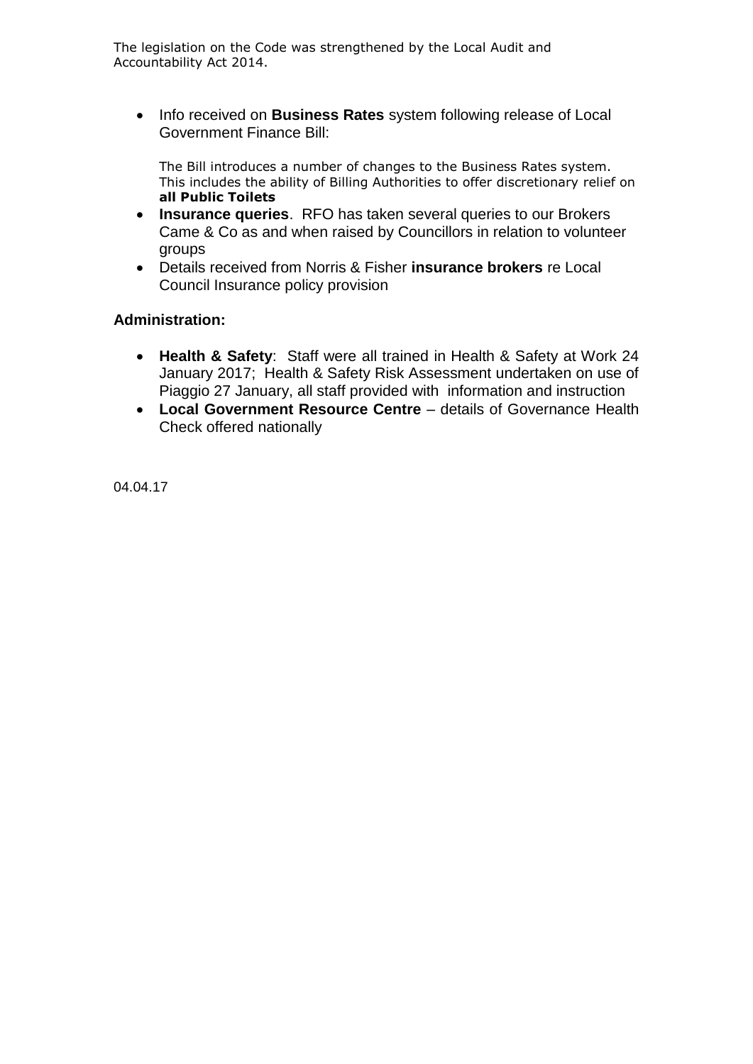The legislation on the Code was strengthened by the Local Audit and Accountability Act 2014.

- Info received on **Business Rates** system following release of Local Government Finance Bill:

  The Bill introduces a number of changes to the Business Rates system. This includes the ability of Billing Authorities to offer discretionary relief on **all Public Toilets**
- **Insurance queries**. RFO has taken several queries to our Brokers Came & Co as and when raised by Councillors in relation to volunteer groups
- Details received from Norris & Fisher **insurance brokers** re Local Council Insurance policy provision

**Administration:**

- **Health & Safety**: Staff were all trained in Health & Safety at Work 24 January 2017; Health & Safety Risk Assessment undertaken on use of Piaggio 27 January, all staff provided with information and instruction
- **Local Government Resource Centre** – details of Governance Health Check offered nationally

04.04.17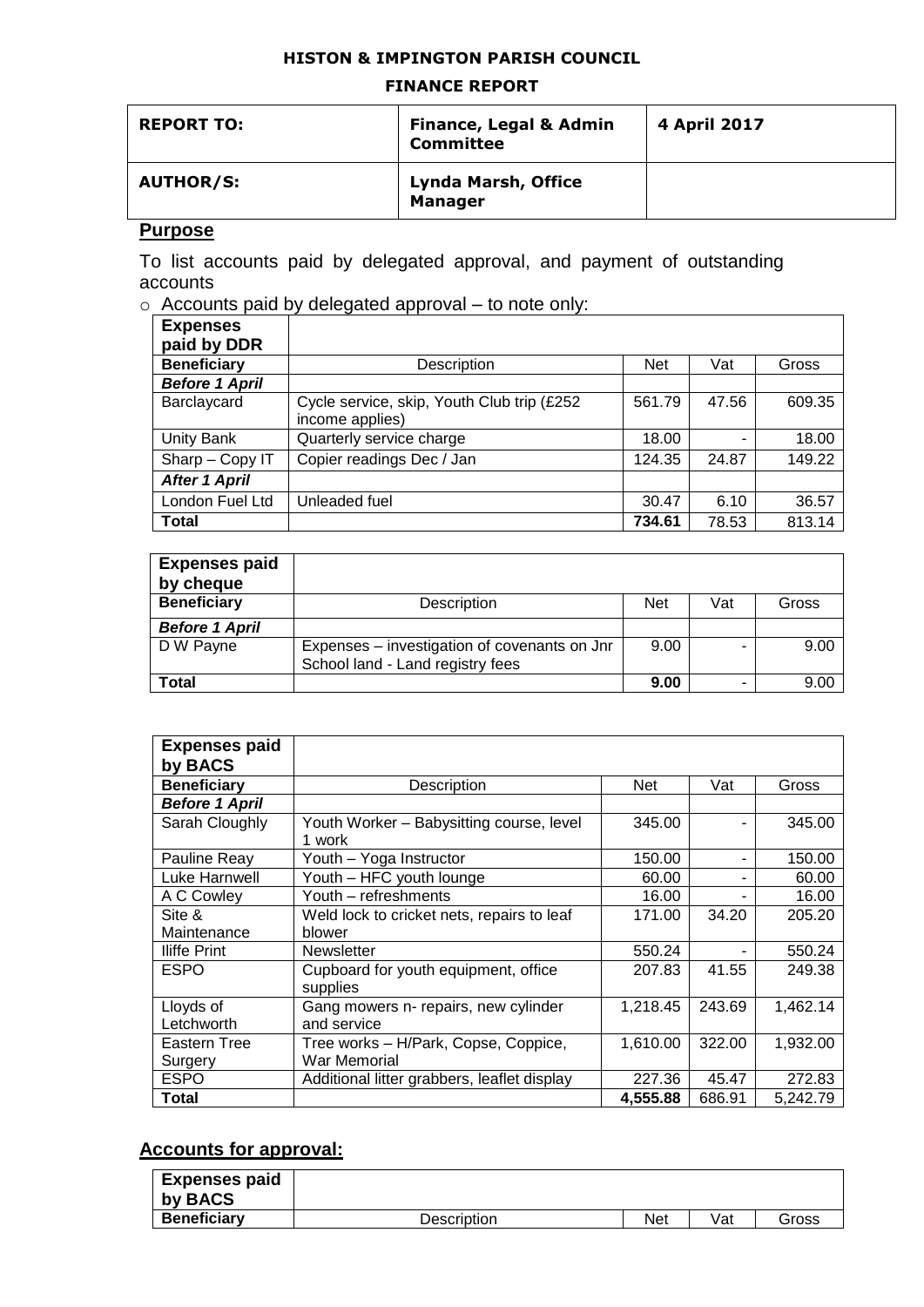**HISTON & IMPINGTON PARISH COUNCIL**

**FINANCE REPORT**

| REPORT TO: | Finance, Legal & Admin Committee | 4 April 2017 |
|---|---|---|
| **AUTHOR/S:** | **Lynda Marsh, Office Manager** | |

## Purpose

To list accounts paid by delegated approval, and payment of outstanding accounts

- Accounts paid by delegated approval – to note only:

| Expenses paid by DDR | | | | |
|---|---|---|---|---|
| **Beneficiary** | Description | Net | Vat | Gross |
| ***Before 1 April*** | | | | |
| Barclaycard | Cycle service, skip, Youth Club trip (£252 income applies) | 561.79 | 47.56 | 609.35 |
| Unity Bank | Quarterly service charge | 18.00 | - | 18.00 |
| Sharp – Copy IT | Copier readings Dec / Jan | 124.35 | 24.87 | 149.22 |
| ***After 1 April*** | | | | |
| London Fuel Ltd | Unleaded fuel | 30.47 | 6.10 | 36.57 |
| **Total** | | **734.61** | 78.53 | 813.14 |

| Expenses paid by cheque | | | | |
|---|---|---|---|---|
| **Beneficiary** | Description | Net | Vat | Gross |
| ***Before 1 April*** | | | | |
| D W Payne | Expenses – investigation of covenants on Jnr School land - Land registry fees | 9.00 | - | 9.00 |
| **Total** | | **9.00** | - | 9.00 |

| Expenses paid by BACS | | | | |
|---|---|---|---|---|
| **Beneficiary** | Description | Net | Vat | Gross |
| ***Before 1 April*** | | | | |
| Sarah Cloughly | Youth Worker – Babysitting course, level 1 work | 345.00 | - | 345.00 |
| Pauline Reay | Youth – Yoga Instructor | 150.00 | - | 150.00 |
| Luke Harnwell | Youth – HFC youth lounge | 60.00 | - | 60.00 |
| A C Cowley | Youth – refreshments | 16.00 | - | 16.00 |
| Site & Maintenance | Weld lock to cricket nets, repairs to leaf blower | 171.00 | 34.20 | 205.20 |
| Iliffe Print | Newsletter | 550.24 | - | 550.24 |
| ESPO | Cupboard for youth equipment, office supplies | 207.83 | 41.55 | 249.38 |
| Lloyds of Letchworth | Gang mowers n- repairs, new cylinder and service | 1,218.45 | 243.69 | 1,462.14 |
| Eastern Tree Surgery | Tree works – H/Park, Copse, Coppice, War Memorial | 1,610.00 | 322.00 | 1,932.00 |
| ESPO | Additional litter grabbers, leaflet display | 227.36 | 45.47 | 272.83 |
| **Total** | | **4,555.88** | 686.91 | 5,242.79 |

## Accounts for approval:

| Expenses paid by BACS | | | | |
|---|---|---|---|---|
| **Beneficiary** | Description | Net | Vat | Gross |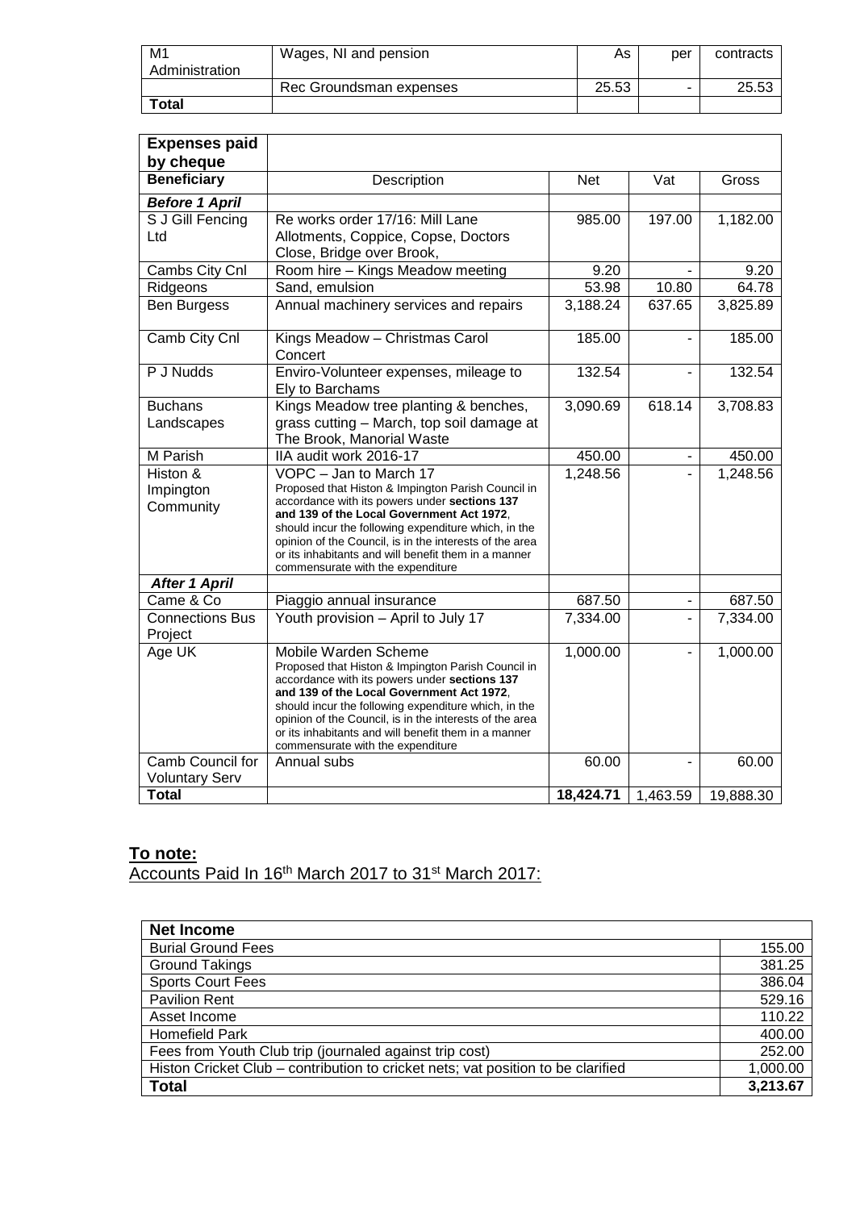| | | | | |
|---|---|---|---|---|
| M1 Administration | Wages, NI and pension | As | per | contracts |
| | Rec Groundsman expenses | 25.53 | - | 25.53 |
| **Total** | | | | |

| **Expenses paid by cheque** | | | | |
|---|---|---|---|---|
| **Beneficiary** | Description | Net | Vat | Gross |
| ***Before 1 April*** | | | | |
| S J Gill Fencing Ltd | Re works order 17/16: Mill Lane Allotments, Coppice, Copse, Doctors Close, Bridge over Brook, | 985.00 | 197.00 | 1,182.00 |
| Cambs City Cnl | Room hire – Kings Meadow meeting | 9.20 | - | 9.20 |
| Ridgeons | Sand, emulsion | 53.98 | 10.80 | 64.78 |
| Ben Burgess | Annual machinery services and repairs | 3,188.24 | 637.65 | 3,825.89 |
| Camb City Cnl | Kings Meadow – Christmas Carol Concert | 185.00 | - | 185.00 |
| P J Nudds | Enviro-Volunteer expenses, mileage to Ely to Barchams | 132.54 | - | 132.54 |
| Buchans Landscapes | Kings Meadow tree planting & benches, grass cutting – March, top soil damage at The Brook, Manorial Waste | 3,090.69 | 618.14 | 3,708.83 |
| M Parish | IIA audit work 2016-17 | 450.00 | - | 450.00 |
| Histon & Impington Community | VOPC – Jan to March 17 Proposed that Histon & Impington Parish Council in accordance with its powers under **sections 137 and 139 of the Local Government Act 1972**, should incur the following expenditure which, in the opinion of the Council, is in the interests of the area or its inhabitants and will benefit them in a manner commensurate with the expenditure | 1,248.56 | - | 1,248.56 |
| ***After 1 April*** | | | | |
| Came & Co | Piaggio annual insurance | 687.50 | - | 687.50 |
| Connections Bus Project | Youth provision – April to July 17 | 7,334.00 | - | 7,334.00 |
| Age UK | Mobile Warden Scheme Proposed that Histon & Impington Parish Council in accordance with its powers under **sections 137 and 139 of the Local Government Act 1972**, should incur the following expenditure which, in the opinion of the Council, is in the interests of the area or its inhabitants and will benefit them in a manner commensurate with the expenditure | 1,000.00 | - | 1,000.00 |
| Camb Council for Voluntary Serv | Annual subs | 60.00 | - | 60.00 |
| **Total** | | **18,424.71** | 1,463.59 | 19,888.30 |

## To note:

Accounts Paid In 16th March 2017 to 31st March 2017:

| **Net Income** | |
|---|---|
| Burial Ground Fees | 155.00 |
| Ground Takings | 381.25 |
| Sports Court Fees | 386.04 |
| Pavilion Rent | 529.16 |
| Asset Income | 110.22 |
| Homefield Park | 400.00 |
| Fees from Youth Club trip (journaled against trip cost) | 252.00 |
| Histon Cricket Club – contribution to cricket nets; vat position to be clarified | 1,000.00 |
| **Total** | **3,213.67** |